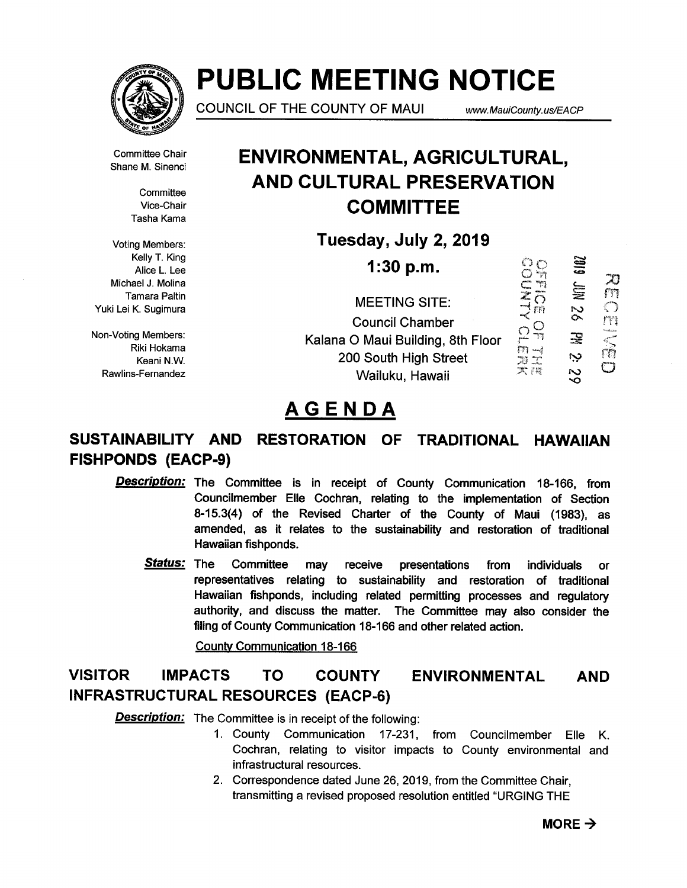# PUBLIC MEETING NOTICE

COUNCIL OF THE COUNTY OF MAUI www.MauiCounty.us/EACP

Committee Chair
Shane M. Sinenci

Committee Vice-Chair
Tasha Kama

Voting Members:
Kelly T. King
Alice L. Lee
Michael J. Molina
Tamara Paltin
Yuki Lei K. Sugimura

Non-Voting Members:
Riki Hokama
Keani N.W. Rawlins-Fernandez

## ENVIRONMENTAL, AGRICULTURAL, AND CULTURAL PRESERVATION COMMITTEE

**Tuesday, July 2, 2019**

**1:30 p.m.**

MEETING SITE:
Council Chamber
Kalana O Maui Building, 8th Floor
200 South High Street
Wailuku, Hawaii

OFFICE OF THE COUNTY CLERK
2019 JUN 26 PM 2:29
RECEIVED

# AGENDA

## SUSTAINABILITY AND RESTORATION OF TRADITIONAL HAWAIIAN FISHPONDS (EACP-9)

***Description:*** The Committee is in receipt of County Communication 18-166, from Councilmember Elle Cochran, relating to the implementation of Section 8-15.3(4) of the Revised Charter of the County of Maui (1983), as amended, as it relates to the sustainability and restoration of traditional Hawaiian fishponds.

***Status:*** The Committee may receive presentations from individuals or representatives relating to sustainability and restoration of traditional Hawaiian fishponds, including related permitting processes and regulatory authority, and discuss the matter. The Committee may also consider the filing of County Communication 18-166 and other related action.

County Communication 18-166

## VISITOR IMPACTS TO COUNTY ENVIRONMENTAL AND INFRASTRUCTURAL RESOURCES (EACP-6)

***Description:*** The Committee is in receipt of the following:

1. County Communication 17-231, from Councilmember Elle K. Cochran, relating to visitor impacts to County environmental and infrastructural resources.
2. Correspondence dated June 26, 2019, from the Committee Chair, transmitting a revised proposed resolution entitled "URGING THE

**MORE →**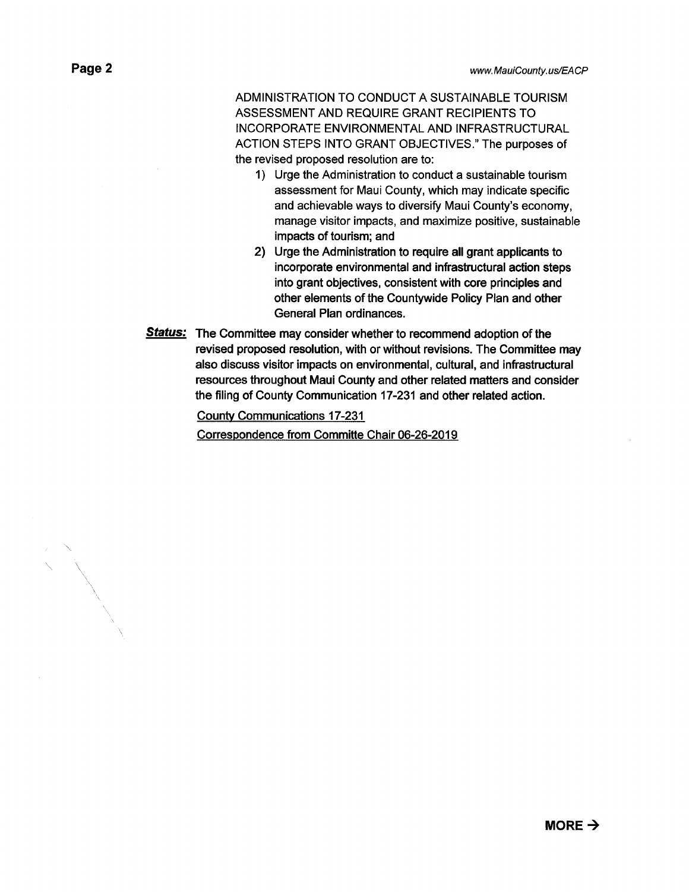ADMINISTRATION TO CONDUCT A SUSTAINABLE TOURISM ASSESSMENT AND REQUIRE GRANT RECIPIENTS TO INCORPORATE ENVIRONMENTAL AND INFRASTRUCTURAL ACTION STEPS INTO GRANT OBJECTIVES." The purposes of the revised proposed resolution are to:

1) Urge the Administration to conduct a sustainable tourism assessment for Maui County, which may indicate specific and achievable ways to diversify Maui County's economy, manage visitor impacts, and maximize positive, sustainable impacts of tourism; and
2) Urge the Administration to require all grant applicants to incorporate environmental and infrastructural action steps into grant objectives, consistent with core principles and other elements of the Countywide Policy Plan and other General Plan ordinances.

***Status:*** The Committee may consider whether to recommend adoption of the revised proposed resolution, with or without revisions. The Committee may also discuss visitor impacts on environmental, cultural, and infrastructural resources throughout Maui County and other related matters and consider the filing of County Communication 17-231 and other related action.

County Communications 17-231

Correspondence from Committe Chair 06-26-2019

**MORE →**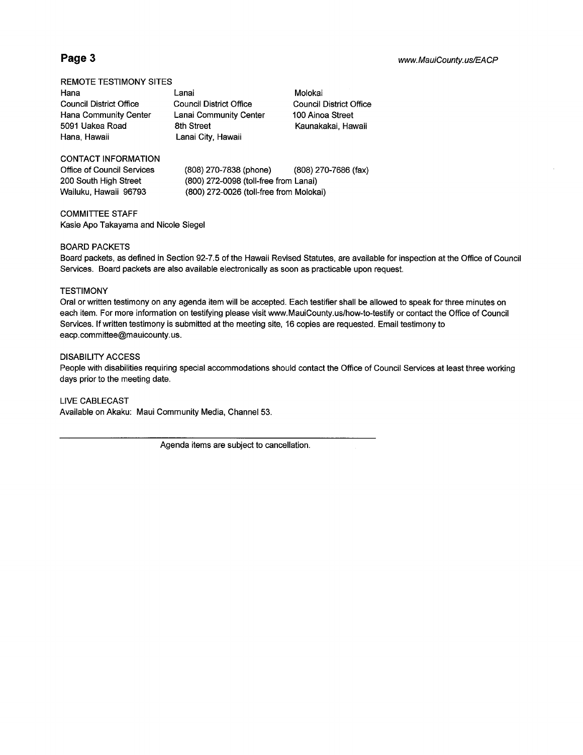REMOTE TESTIMONY SITES

| Hana | Lanai | Molokai |
| --- | --- | --- |
| Council District Office | Council District Office | Council District Office |
| Hana Community Center | Lanai Community Center | 100 Ainoa Street |
| 5091 Uakea Road | 8th Street | Kaunakakai, Hawaii |
| Hana, Hawaii | Lanai City, Hawaii | |

CONTACT INFORMATION

| | | |
| --- | --- | --- |
| Office of Council Services | (808) 270-7838 (phone) | (808) 270-7686 (fax) |
| 200 South High Street | (800) 272-0098 (toll-free from Lanai) | |
| Wailuku, Hawaii 96793 | (800) 272-0026 (toll-free from Molokai) | |

COMMITTEE STAFF

Kasie Apo Takayama and Nicole Siegel

BOARD PACKETS

Board packets, as defined in Section 92-7.5 of the Hawaii Revised Statutes, are available for inspection at the Office of Council Services. Board packets are also available electronically as soon as practicable upon request.

TESTIMONY

Oral or written testimony on any agenda item will be accepted. Each testifier shall be allowed to speak for three minutes on each item. For more information on testifying please visit www.MauiCounty.us/how-to-testify or contact the Office of Council Services. If written testimony is submitted at the meeting site, 16 copies are requested. Email testimony to eacp.committee@mauicounty.us.

DISABILITY ACCESS

People with disabilities requiring special accommodations should contact the Office of Council Services at least three working days prior to the meeting date.

LIVE CABLECAST

Available on Akaku: Maui Community Media, Channel 53.

---

Agenda items are subject to cancellation.